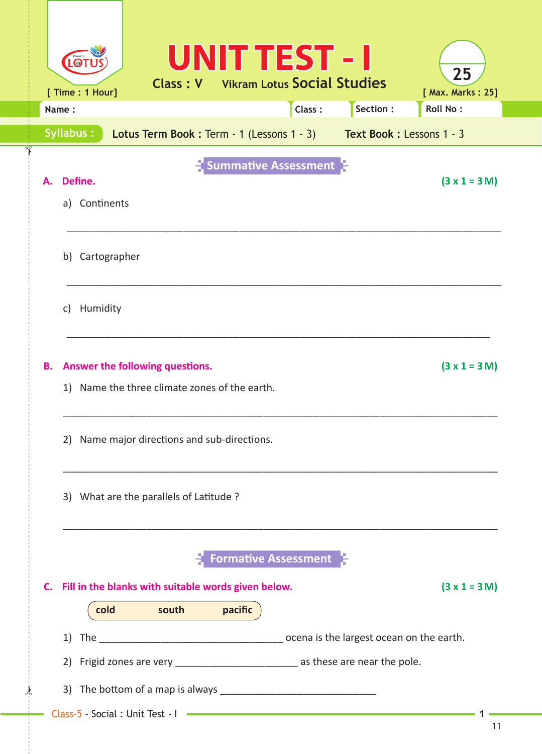# UNIT TEST - I

Class : V Vikram Lotus Social Studies

[ Time : 1 Hour] [ Max. Marks : 25]

25

| Name : | Class : | Section : | Roll No : |
|---|---|---|---|

**Syllabus :** Lotus Term Book : Term - 1 (Lessons 1 - 3) Text Book : Lessons 1 - 3

## Summative Assessment

**A. Define.** **(3 x 1 = 3 M)**

a) Continents

_______________________________________________________________________

b) Cartographer

_______________________________________________________________________

c) Humidity

_______________________________________________________________________

**B. Answer the following questions.** **(3 x 1 = 3 M)**

1) Name the three climate zones of the earth.

_______________________________________________________________________

2) Name major directions and sub-directions.

_______________________________________________________________________

3) What are the parallels of Latitude ?

_______________________________________________________________________

## Formative Assessment

**C. Fill in the blanks with suitable words given below.** **(3 x 1 = 3 M)**

**cold south pacific**

1) The ___________________________ ocena is the largest ocean on the earth.

2) Frigid zones are very __________________ as these are near the pole.

3) The bottom of a map is always ______________________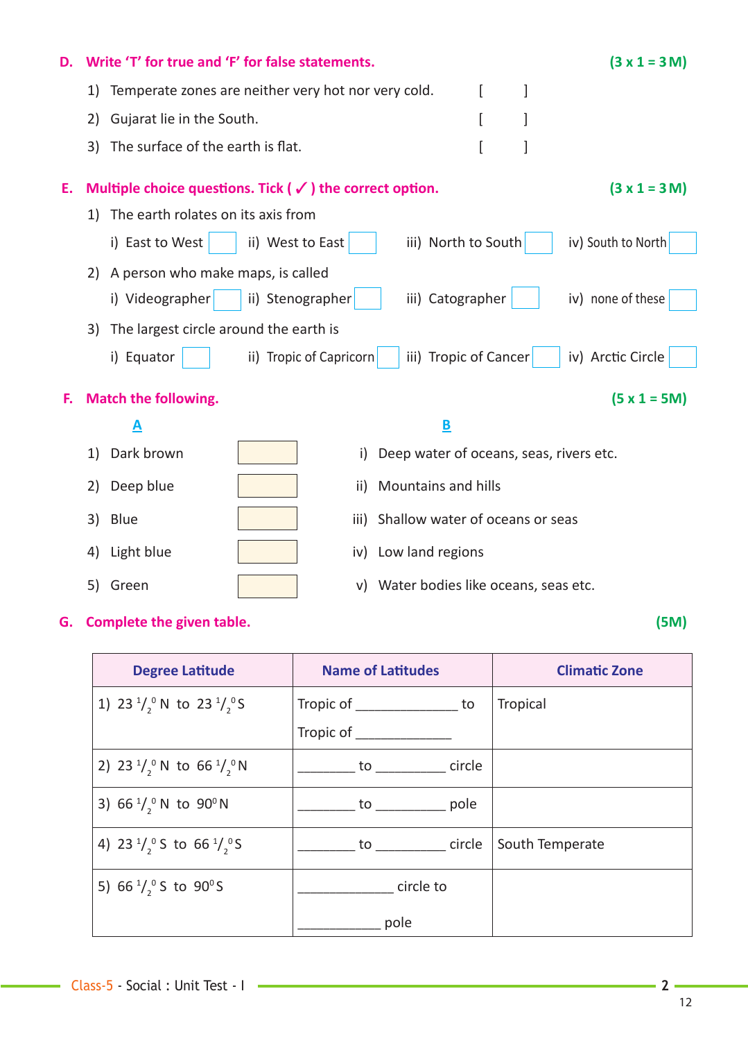**D. Write 'T' for true and 'F' for false statements.** **(3 x 1 = 3 M)**

1) Temperate zones are neither very hot nor very cold. [ ]
2) Gujarat lie in the South. [ ]
3) The surface of the earth is flat. [ ]

**E. Multiple choice questions. Tick ( ✓ ) the correct option.** **(3 x 1 = 3 M)**

1) The earth rolates on its axis from
   i) East to West ☐ ii) West to East ☐ iii) North to South ☐ iv) South to North ☐
2) A person who make maps, is called
   i) Videographer ☐ ii) Stenographer ☐ iii) Catographer ☐ iv) none of these ☐
3) The largest circle around the earth is
   i) Equator ☐ ii) Tropic of Capricorn ☐ iii) Tropic of Cancer ☐ iv) Arctic Circle ☐

**F. Match the following.** **(5 x 1 = 5M)**

| A | | B |
|---|---|---|
| 1) Dark brown | | i) Deep water of oceans, seas, rivers etc. |
| 2) Deep blue | | ii) Mountains and hills |
| 3) Blue | | iii) Shallow water of oceans or seas |
| 4) Light blue | | iv) Low land regions |
| 5) Green | | v) Water bodies like oceans, seas etc. |

**G. Complete the given table.** **(5M)**

| Degree Latitude | Name of Latitudes | Climatic Zone |
|---|---|---|
| 1) $23\,^{1}/_{2}{}^{0}$ N to $23\,^{1}/_{2}{}^{0}$ S | Tropic of _____________ to Tropic of _____________ | Tropical |
| 2) $23\,^{1}/_{2}{}^{0}$ N to $66\,^{1}/_{2}{}^{0}$ N | ________ to _________ circle | |
| 3) $66\,^{1}/_{2}{}^{0}$ N to $90^{0}$ N | ________ to _________ pole | |
| 4) $23\,^{1}/_{2}{}^{0}$ S to $66\,^{1}/_{2}{}^{0}$ S | ________ to _________ circle | South Temperate |
| 5) $66\,^{1}/_{2}{}^{0}$ S to $90^{0}$ S | _____________ circle to ___________ pole | |